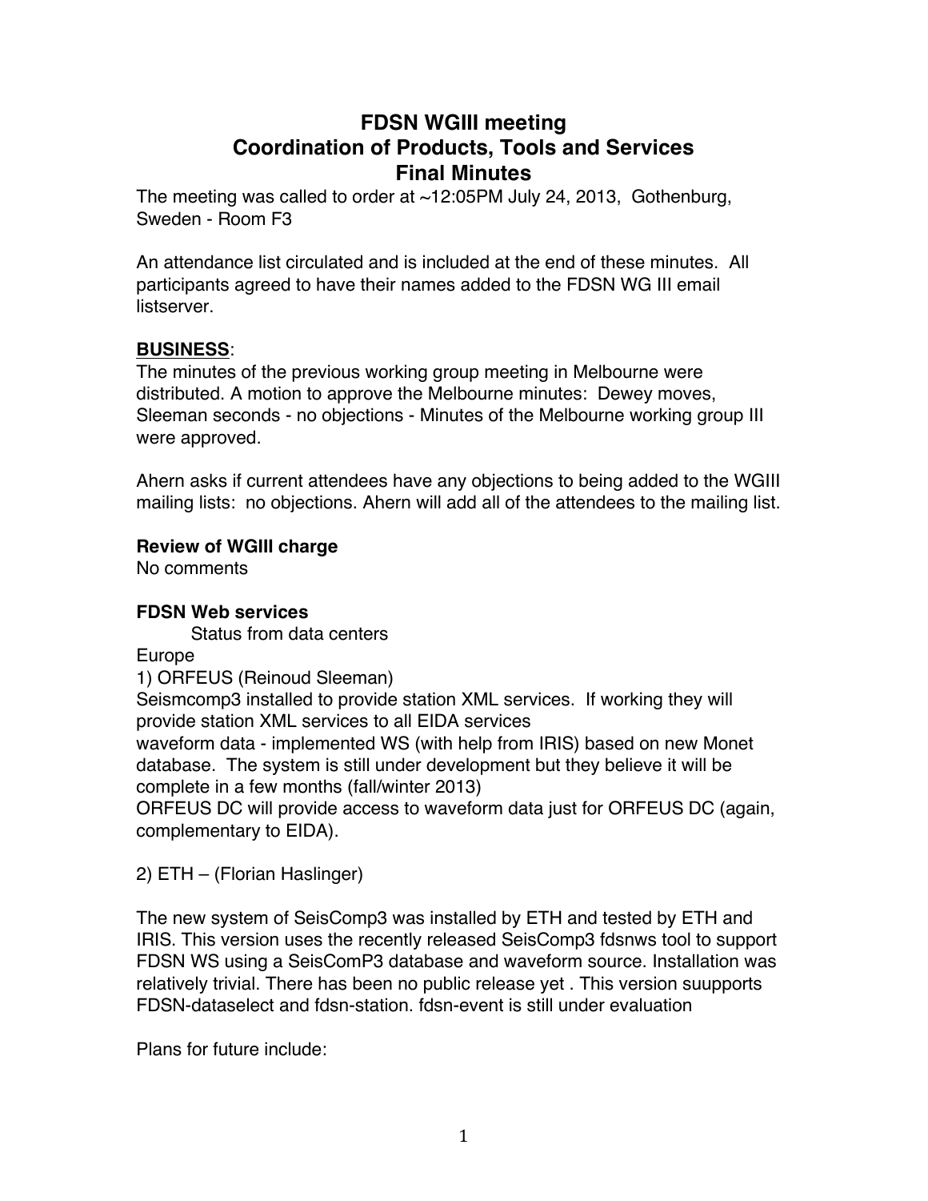# FDSN WGIII meeting
# Coordination of Products, Tools and Services
# Final Minutes

The meeting was called to order at ~12:05PM July 24, 2013, Gothenburg, Sweden - Room F3

An attendance list circulated and is included at the end of these minutes. All participants agreed to have their names added to the FDSN WG III email listserver.

**BUSINESS**:

The minutes of the previous working group meeting in Melbourne were distributed. A motion to approve the Melbourne minutes: Dewey moves, Sleeman seconds - no objections - Minutes of the Melbourne working group III were approved.

Ahern asks if current attendees have any objections to being added to the WGIII mailing lists: no objections. Ahern will add all of the attendees to the mailing list.

**Review of WGIII charge**

No comments

**FDSN Web services**

Status from data centers

Europe

1) ORFEUS (Reinoud Sleeman)

Seismcomp3 installed to provide station XML services. If working they will provide station XML services to all EIDA services

waveform data - implemented WS (with help from IRIS) based on new Monet database. The system is still under development but they believe it will be complete in a few months (fall/winter 2013)

ORFEUS DC will provide access to waveform data just for ORFEUS DC (again, complementary to EIDA).

2) ETH – (Florian Haslinger)

The new system of SeisComp3 was installed by ETH and tested by ETH and IRIS. This version uses the recently released SeisComp3 fdsnws tool to support FDSN WS using a SeisComP3 database and waveform source. Installation was relatively trivial. There has been no public release yet . This version suupports FDSN-dataselect and fdsn-station. fdsn-event is still under evaluation

Plans for future include: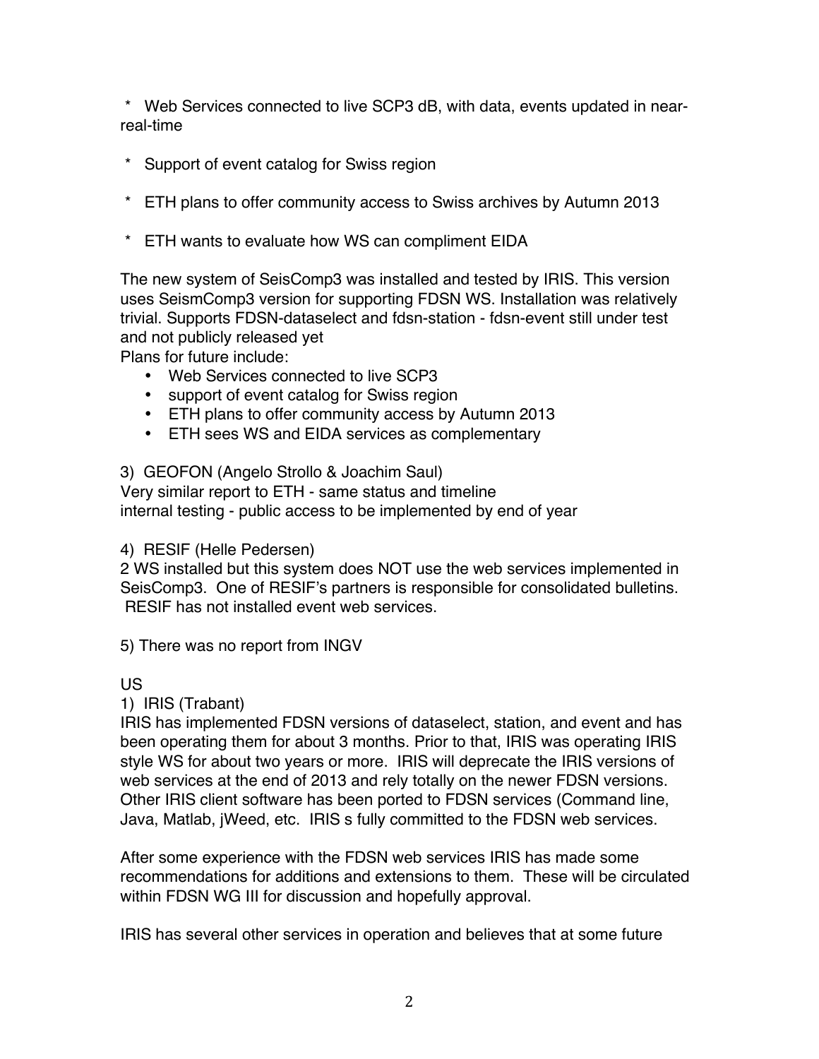* Web Services connected to live SCP3 dB, with data, events updated in near-real-time

* Support of event catalog for Swiss region

* ETH plans to offer community access to Swiss archives by Autumn 2013

* ETH wants to evaluate how WS can compliment EIDA

The new system of SeisComp3 was installed and tested by IRIS. This version uses SeismComp3 version for supporting FDSN WS. Installation was relatively trivial. Supports FDSN-dataselect and fdsn-station - fdsn-event still under test and not publicly released yet

Plans for future include:

- Web Services connected to live SCP3
- support of event catalog for Swiss region
- ETH plans to offer community access by Autumn 2013
- ETH sees WS and EIDA services as complementary

3) GEOFON (Angelo Strollo & Joachim Saul)
Very similar report to ETH - same status and timeline
internal testing - public access to be implemented by end of year

4) RESIF (Helle Pedersen)
2 WS installed but this system does NOT use the web services implemented in SeisComp3. One of RESIF's partners is responsible for consolidated bulletins. RESIF has not installed event web services.

5) There was no report from INGV

US

1) IRIS (Trabant)
IRIS has implemented FDSN versions of dataselect, station, and event and has been operating them for about 3 months. Prior to that, IRIS was operating IRIS style WS for about two years or more. IRIS will deprecate the IRIS versions of web services at the end of 2013 and rely totally on the newer FDSN versions. Other IRIS client software has been ported to FDSN services (Command line, Java, Matlab, jWeed, etc. IRIS s fully committed to the FDSN web services.

After some experience with the FDSN web services IRIS has made some recommendations for additions and extensions to them. These will be circulated within FDSN WG III for discussion and hopefully approval.

IRIS has several other services in operation and believes that at some future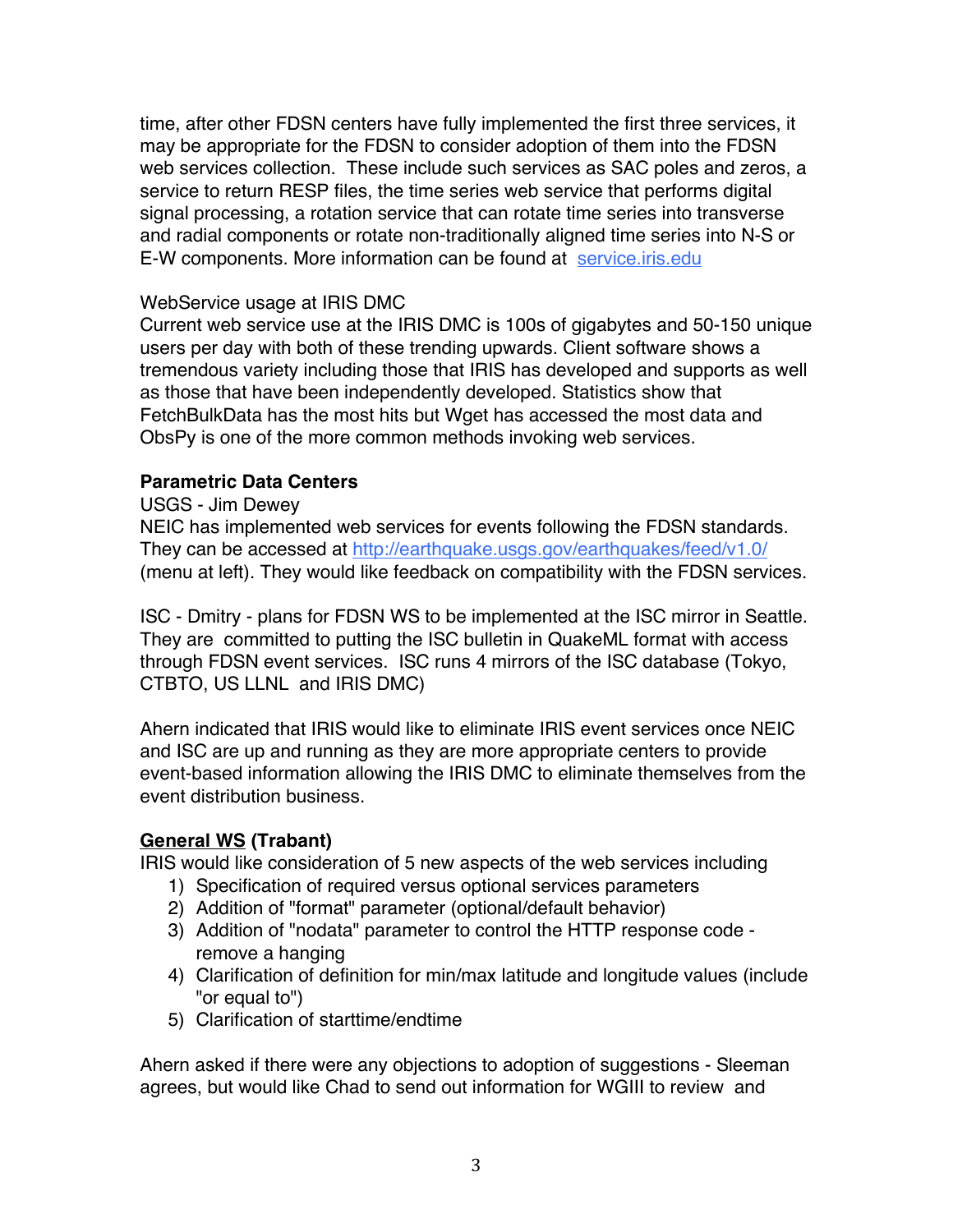time, after other FDSN centers have fully implemented the first three services, it may be appropriate for the FDSN to consider adoption of them into the FDSN web services collection. These include such services as SAC poles and zeros, a service to return RESP files, the time series web service that performs digital signal processing, a rotation service that can rotate time series into transverse and radial components or rotate non-traditionally aligned time series into N-S or E-W components. More information can be found at [service.iris.edu](service.iris.edu)

WebService usage at IRIS DMC
Current web service use at the IRIS DMC is 100s of gigabytes and 50-150 unique users per day with both of these trending upwards. Client software shows a tremendous variety including those that IRIS has developed and supports as well as those that have been independently developed. Statistics show that FetchBulkData has the most hits but Wget has accessed the most data and ObsPy is one of the more common methods invoking web services.

**Parametric Data Centers**

USGS - Jim Dewey
NEIC has implemented web services for events following the FDSN standards. They can be accessed at [http://earthquake.usgs.gov/earthquakes/feed/v1.0/](http://earthquake.usgs.gov/earthquakes/feed/v1.0/) (menu at left). They would like feedback on compatibility with the FDSN services.

ISC - Dmitry - plans for FDSN WS to be implemented at the ISC mirror in Seattle. They are committed to putting the ISC bulletin in QuakeML format with access through FDSN event services. ISC runs 4 mirrors of the ISC database (Tokyo, CTBTO, US LLNL and IRIS DMC)

Ahern indicated that IRIS would like to eliminate IRIS event services once NEIC and ISC are up and running as they are more appropriate centers to provide event-based information allowing the IRIS DMC to eliminate themselves from the event distribution business.

**General WS (Trabant)**

IRIS would like consideration of 5 new aspects of the web services including

1) Specification of required versus optional services parameters
2) Addition of "format" parameter (optional/default behavior)
3) Addition of "nodata" parameter to control the HTTP response code - remove a hanging
4) Clarification of definition for min/max latitude and longitude values (include "or equal to")
5) Clarification of starttime/endtime

Ahern asked if there were any objections to adoption of suggestions - Sleeman agrees, but would like Chad to send out information for WGIII to review and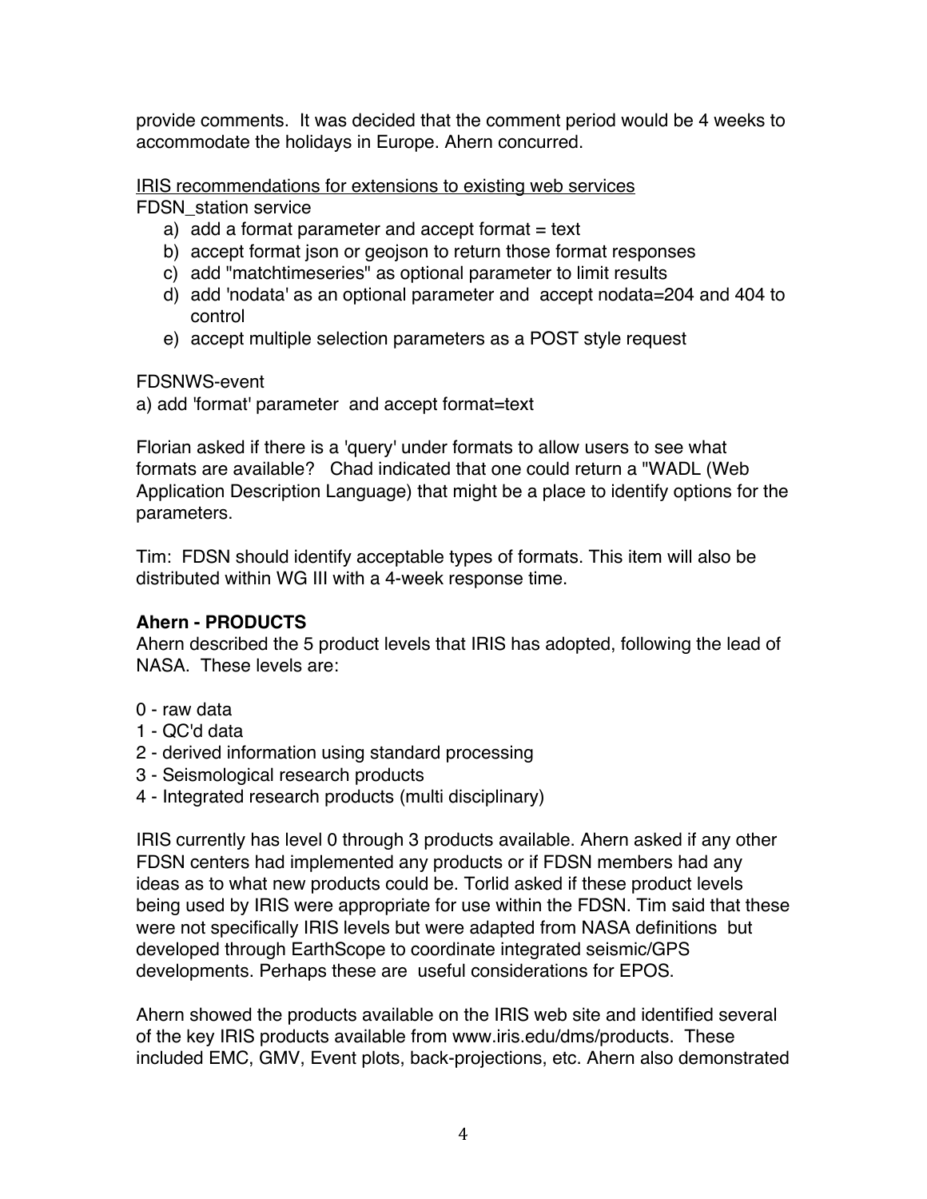provide comments. It was decided that the comment period would be 4 weeks to accommodate the holidays in Europe. Ahern concurred.

<u>IRIS recommendations for extensions to existing web services</u>

FDSN_station service

a) add a format parameter and accept format = text
b) accept format json or geojson to return those format responses
c) add "matchtimeseries" as optional parameter to limit results
d) add 'nodata' as an optional parameter and accept nodata=204 and 404 to control
e) accept multiple selection parameters as a POST style request

FDSNWS-event

a) add 'format' parameter and accept format=text

Florian asked if there is a 'query' under formats to allow users to see what formats are available? Chad indicated that one could return a "WADL (Web Application Description Language) that might be a place to identify options for the parameters.

Tim: FDSN should identify acceptable types of formats. This item will also be distributed within WG III with a 4-week response time.

**Ahern - PRODUCTS**

Ahern described the 5 product levels that IRIS has adopted, following the lead of NASA. These levels are:

0 - raw data
1 - QC'd data
2 - derived information using standard processing
3 - Seismological research products
4 - Integrated research products (multi disciplinary)

IRIS currently has level 0 through 3 products available. Ahern asked if any other FDSN centers had implemented any products or if FDSN members had any ideas as to what new products could be. Torlid asked if these product levels being used by IRIS were appropriate for use within the FDSN. Tim said that these were not specifically IRIS levels but were adapted from NASA definitions but developed through EarthScope to coordinate integrated seismic/GPS developments. Perhaps these are useful considerations for EPOS.

Ahern showed the products available on the IRIS web site and identified several of the key IRIS products available from www.iris.edu/dms/products. These included EMC, GMV, Event plots, back-projections, etc. Ahern also demonstrated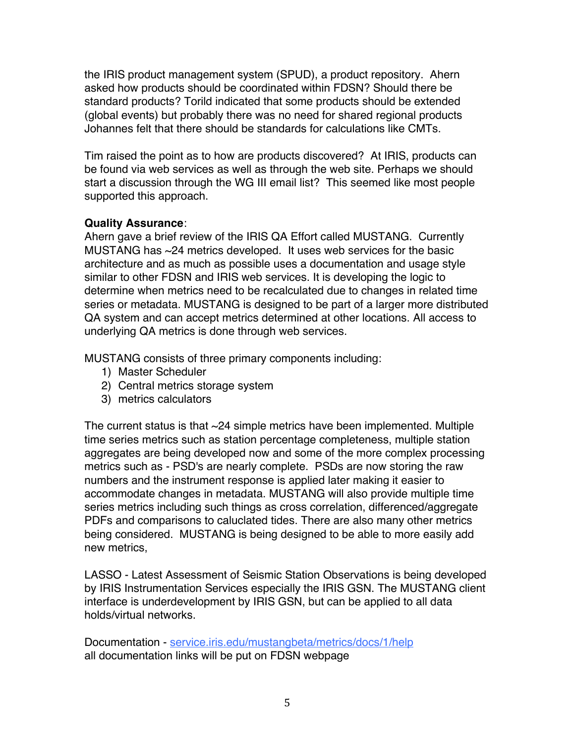the IRIS product management system (SPUD), a product repository. Ahern asked how products should be coordinated within FDSN? Should there be standard products? Torild indicated that some products should be extended (global events) but probably there was no need for shared regional products Johannes felt that there should be standards for calculations like CMTs.

Tim raised the point as to how are products discovered? At IRIS, products can be found via web services as well as through the web site. Perhaps we should start a discussion through the WG III email list? This seemed like most people supported this approach.

**Quality Assurance**:
Ahern gave a brief review of the IRIS QA Effort called MUSTANG. Currently MUSTANG has ~24 metrics developed. It uses web services for the basic architecture and as much as possible uses a documentation and usage style similar to other FDSN and IRIS web services. It is developing the logic to determine when metrics need to be recalculated due to changes in related time series or metadata. MUSTANG is designed to be part of a larger more distributed QA system and can accept metrics determined at other locations. All access to underlying QA metrics is done through web services.

MUSTANG consists of three primary components including:

1) Master Scheduler
2) Central metrics storage system
3) metrics calculators

The current status is that ~24 simple metrics have been implemented. Multiple time series metrics such as station percentage completeness, multiple station aggregates are being developed now and some of the more complex processing metrics such as - PSD's are nearly complete. PSDs are now storing the raw numbers and the instrument response is applied later making it easier to accommodate changes in metadata. MUSTANG will also provide multiple time series metrics including such things as cross correlation, differenced/aggregate PDFs and comparisons to caluclated tides. There are also many other metrics being considered. MUSTANG is being designed to be able to more easily add new metrics,

LASSO - Latest Assessment of Seismic Station Observations is being developed by IRIS Instrumentation Services especially the IRIS GSN. The MUSTANG client interface is underdevelopment by IRIS GSN, but can be applied to all data holds/virtual networks.

Documentation - [service.iris.edu/mustangbeta/metrics/docs/1/help](service.iris.edu/mustangbeta/metrics/docs/1/help)
all documentation links will be put on FDSN webpage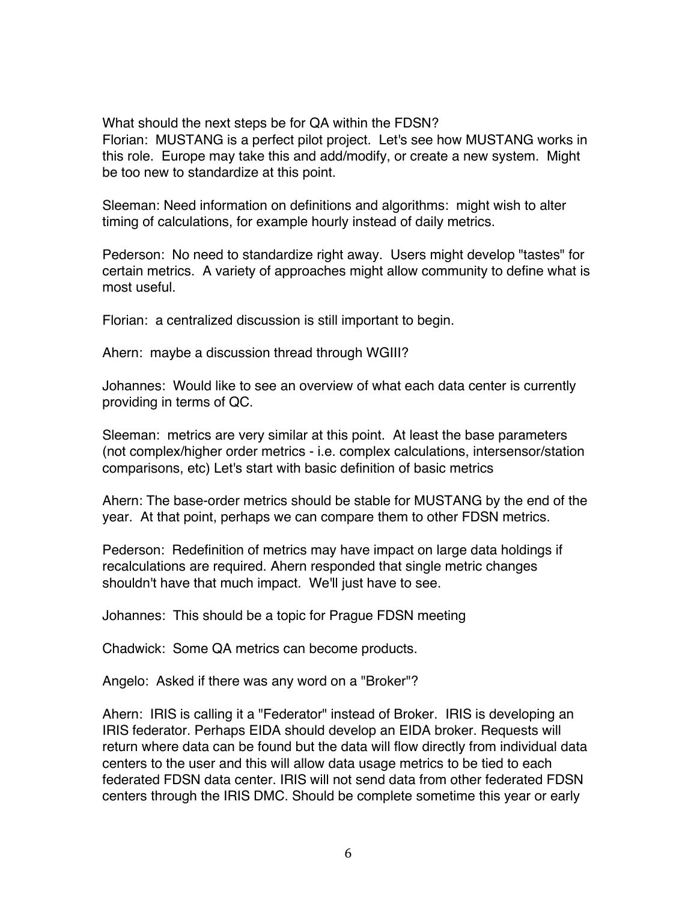What should the next steps be for QA within the FDSN?
Florian: MUSTANG is a perfect pilot project. Let's see how MUSTANG works in this role. Europe may take this and add/modify, or create a new system. Might be too new to standardize at this point.

Sleeman: Need information on definitions and algorithms: might wish to alter timing of calculations, for example hourly instead of daily metrics.

Pederson: No need to standardize right away. Users might develop "tastes" for certain metrics. A variety of approaches might allow community to define what is most useful.

Florian: a centralized discussion is still important to begin.

Ahern: maybe a discussion thread through WGIII?

Johannes: Would like to see an overview of what each data center is currently providing in terms of QC.

Sleeman: metrics are very similar at this point. At least the base parameters (not complex/higher order metrics - i.e. complex calculations, intersensor/station comparisons, etc) Let's start with basic definition of basic metrics

Ahern: The base-order metrics should be stable for MUSTANG by the end of the year. At that point, perhaps we can compare them to other FDSN metrics.

Pederson: Redefinition of metrics may have impact on large data holdings if recalculations are required. Ahern responded that single metric changes shouldn't have that much impact. We'll just have to see.

Johannes: This should be a topic for Prague FDSN meeting

Chadwick: Some QA metrics can become products.

Angelo: Asked if there was any word on a "Broker"?

Ahern: IRIS is calling it a "Federator" instead of Broker. IRIS is developing an IRIS federator. Perhaps EIDA should develop an EIDA broker. Requests will return where data can be found but the data will flow directly from individual data centers to the user and this will allow data usage metrics to be tied to each federated FDSN data center. IRIS will not send data from other federated FDSN centers through the IRIS DMC. Should be complete sometime this year or early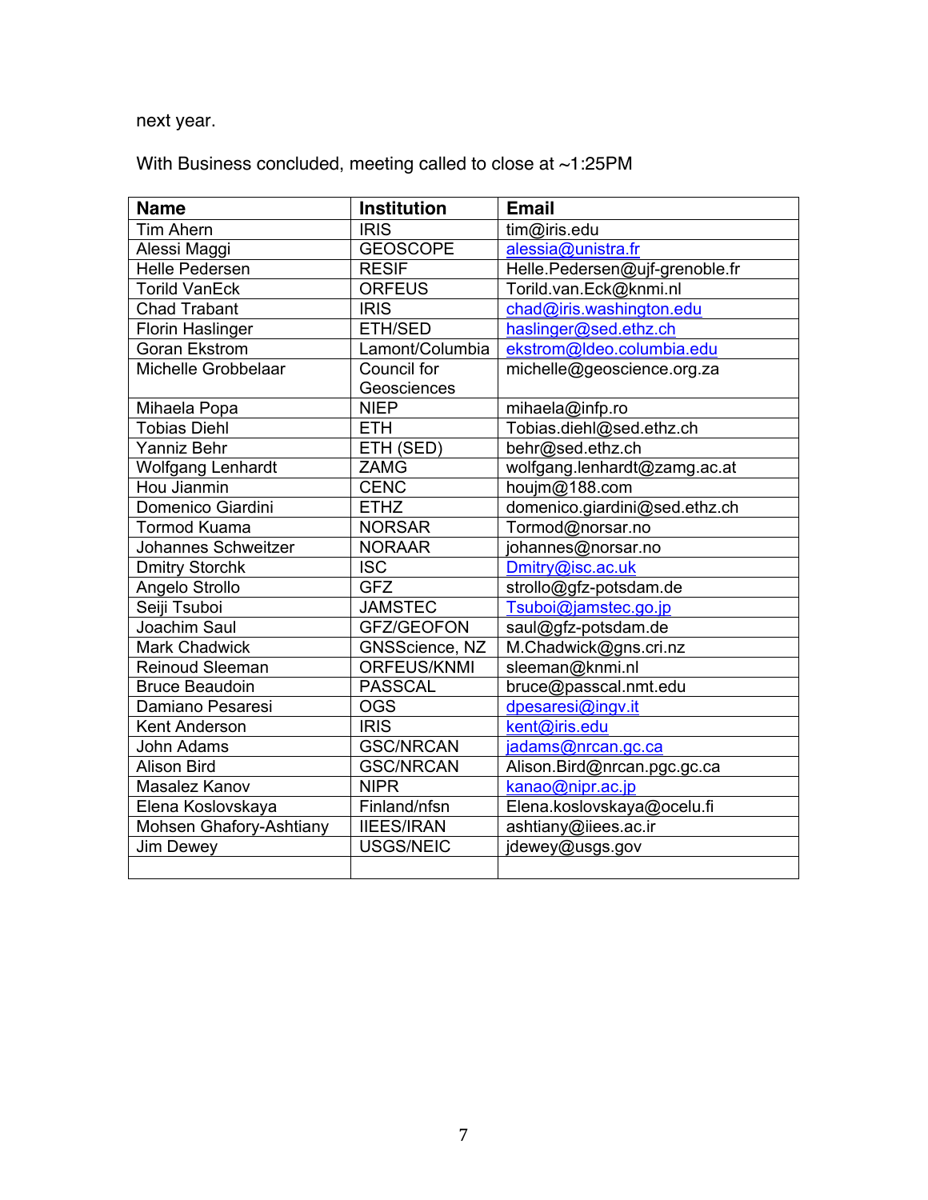next year.

With Business concluded, meeting called to close at ~1:25PM

| Name | Institution | Email |
|---|---|---|
| Tim Ahern | IRIS | tim@iris.edu |
| Alessi Maggi | GEOSCOPE | alessia@unistra.fr |
| Helle Pedersen | RESIF | Helle.Pedersen@ujf-grenoble.fr |
| Torild VanEck | ORFEUS | Torild.van.Eck@knmi.nl |
| Chad Trabant | IRIS | chad@iris.washington.edu |
| Florin Haslinger | ETH/SED | haslinger@sed.ethz.ch |
| Goran Ekstrom | Lamont/Columbia | ekstrom@ldeo.columbia.edu |
| Michelle Grobbelaar | Council for Geosciences | michelle@geoscience.org.za |
| Mihaela Popa | NIEP | mihaela@infp.ro |
| Tobias Diehl | ETH | Tobias.diehl@sed.ethz.ch |
| Yanniz Behr | ETH (SED) | behr@sed.ethz.ch |
| Wolfgang Lenhardt | ZAMG | wolfgang.lenhardt@zamg.ac.at |
| Hou Jianmin | CENC | houjm@188.com |
| Domenico Giardini | ETHZ | domenico.giardini@sed.ethz.ch |
| Tormod Kuama | NORSAR | Tormod@norsar.no |
| Johannes Schweitzer | NORAAR | johannes@norsar.no |
| Dmitry Storchk | ISC | Dmitry@isc.ac.uk |
| Angelo Strollo | GFZ | strollo@gfz-potsdam.de |
| Seiji Tsuboi | JAMSTEC | Tsuboi@jamstec.go.jp |
| Joachim Saul | GFZ/GEOFON | saul@gfz-potsdam.de |
| Mark Chadwick | GNSScience, NZ | M.Chadwick@gns.cri.nz |
| Reinoud Sleeman | ORFEUS/KNMI | sleeman@knmi.nl |
| Bruce Beaudoin | PASSCAL | bruce@passcal.nmt.edu |
| Damiano Pesaresi | OGS | dpesaresi@ingv.it |
| Kent Anderson | IRIS | kent@iris.edu |
| John Adams | GSC/NRCAN | jadams@nrcan.gc.ca |
| Alison Bird | GSC/NRCAN | Alison.Bird@nrcan.pgc.gc.ca |
| Masalez Kanov | NIPR | kanao@nipr.ac.jp |
| Elena Koslovskaya | Finland/nfsn | Elena.koslovskaya@ocelu.fi |
| Mohsen Ghafory-Ashtiany | IIEES/IRAN | ashtiany@iiees.ac.ir |
| Jim Dewey | USGS/NEIC | jdewey@usgs.gov |
| | | |